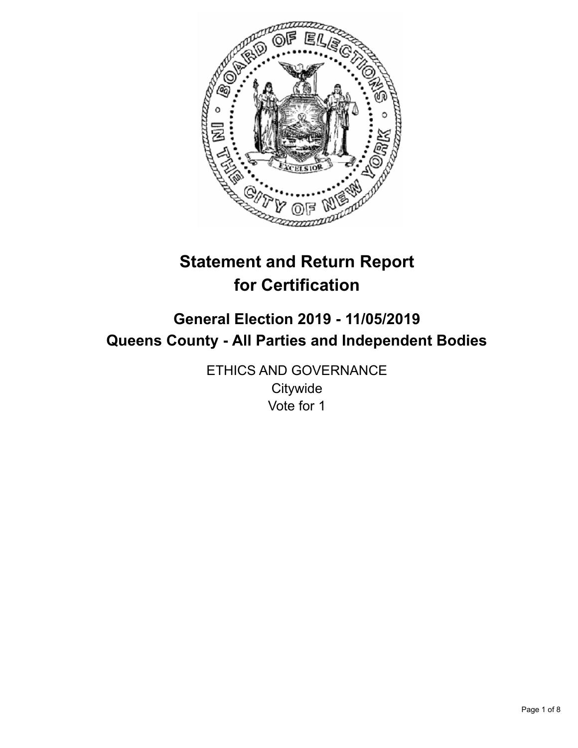# Statement and Return Report for Certification

## General Election 2019 - 11/05/2019
## Queens County - All Parties and Independent Bodies

ETHICS AND GOVERNANCE
Citywide
Vote for 1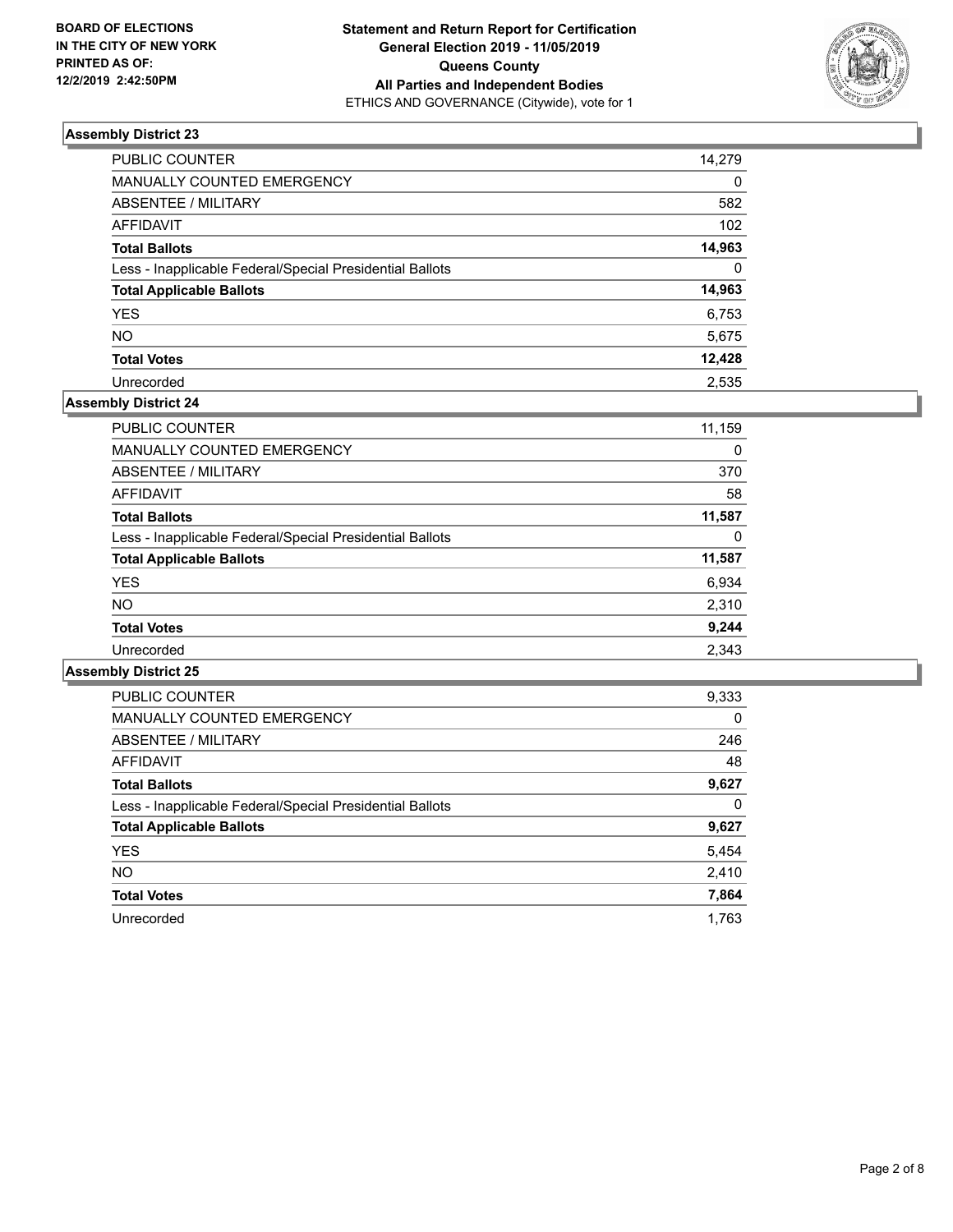BOARD OF ELECTIONS
IN THE CITY OF NEW YORK
PRINTED AS OF:
12/2/2019 2:42:50PM

**Statement and Return Report for Certification**
**General Election 2019 - 11/05/2019**
**Queens County**
**All Parties and Independent Bodies**
ETHICS AND GOVERNANCE (Citywide), vote for 1

### Assembly District 23

| | |
|---|---|
| PUBLIC COUNTER | 14,279 |
| MANUALLY COUNTED EMERGENCY | 0 |
| ABSENTEE / MILITARY | 582 |
| AFFIDAVIT | 102 |
| **Total Ballots** | **14,963** |
| Less - Inapplicable Federal/Special Presidential Ballots | 0 |
| **Total Applicable Ballots** | **14,963** |
| YES | 6,753 |
| NO | 5,675 |
| **Total Votes** | **12,428** |
| Unrecorded | 2,535 |

### Assembly District 24

| | |
|---|---|
| PUBLIC COUNTER | 11,159 |
| MANUALLY COUNTED EMERGENCY | 0 |
| ABSENTEE / MILITARY | 370 |
| AFFIDAVIT | 58 |
| **Total Ballots** | **11,587** |
| Less - Inapplicable Federal/Special Presidential Ballots | 0 |
| **Total Applicable Ballots** | **11,587** |
| YES | 6,934 |
| NO | 2,310 |
| **Total Votes** | **9,244** |
| Unrecorded | 2,343 |

### Assembly District 25

| | |
|---|---|
| PUBLIC COUNTER | 9,333 |
| MANUALLY COUNTED EMERGENCY | 0 |
| ABSENTEE / MILITARY | 246 |
| AFFIDAVIT | 48 |
| **Total Ballots** | **9,627** |
| Less - Inapplicable Federal/Special Presidential Ballots | 0 |
| **Total Applicable Ballots** | **9,627** |
| YES | 5,454 |
| NO | 2,410 |
| **Total Votes** | **7,864** |
| Unrecorded | 1,763 |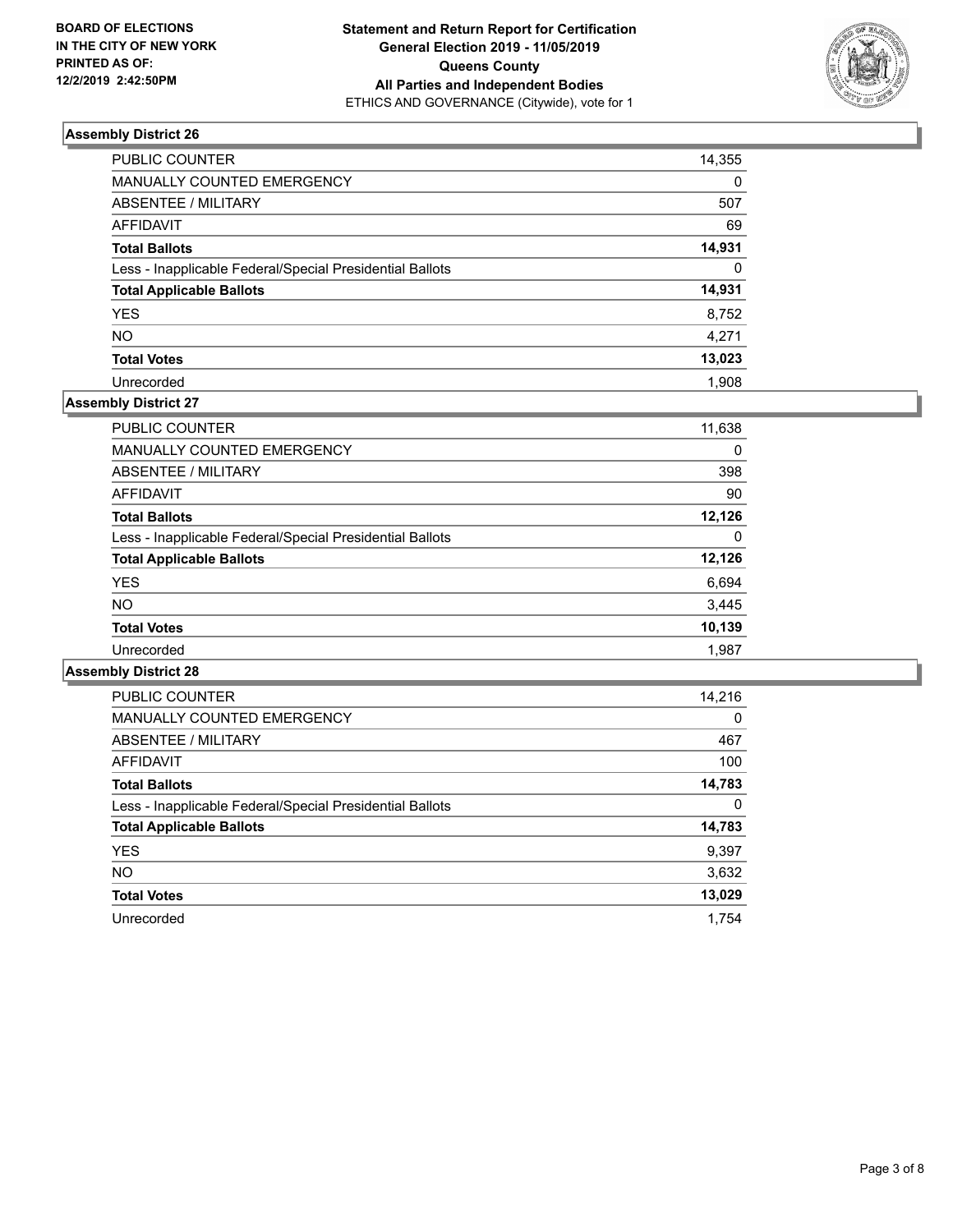**BOARD OF ELECTIONS IN THE CITY OF NEW YORK PRINTED AS OF: 12/2/2019 2:42:50PM**

**Statement and Return Report for Certification**
**General Election 2019 - 11/05/2019**
**Queens County**
**All Parties and Independent Bodies**
ETHICS AND GOVERNANCE (Citywide), vote for 1

### Assembly District 26

| | |
|---|---|
| PUBLIC COUNTER | 14,355 |
| MANUALLY COUNTED EMERGENCY | 0 |
| ABSENTEE / MILITARY | 507 |
| AFFIDAVIT | 69 |
| **Total Ballots** | **14,931** |
| Less - Inapplicable Federal/Special Presidential Ballots | 0 |
| **Total Applicable Ballots** | **14,931** |
| YES | 8,752 |
| NO | 4,271 |
| **Total Votes** | **13,023** |
| Unrecorded | 1,908 |

### Assembly District 27

| | |
|---|---|
| PUBLIC COUNTER | 11,638 |
| MANUALLY COUNTED EMERGENCY | 0 |
| ABSENTEE / MILITARY | 398 |
| AFFIDAVIT | 90 |
| **Total Ballots** | **12,126** |
| Less - Inapplicable Federal/Special Presidential Ballots | 0 |
| **Total Applicable Ballots** | **12,126** |
| YES | 6,694 |
| NO | 3,445 |
| **Total Votes** | **10,139** |
| Unrecorded | 1,987 |

### Assembly District 28

| | |
|---|---|
| PUBLIC COUNTER | 14,216 |
| MANUALLY COUNTED EMERGENCY | 0 |
| ABSENTEE / MILITARY | 467 |
| AFFIDAVIT | 100 |
| **Total Ballots** | **14,783** |
| Less - Inapplicable Federal/Special Presidential Ballots | 0 |
| **Total Applicable Ballots** | **14,783** |
| YES | 9,397 |
| NO | 3,632 |
| **Total Votes** | **13,029** |
| Unrecorded | 1,754 |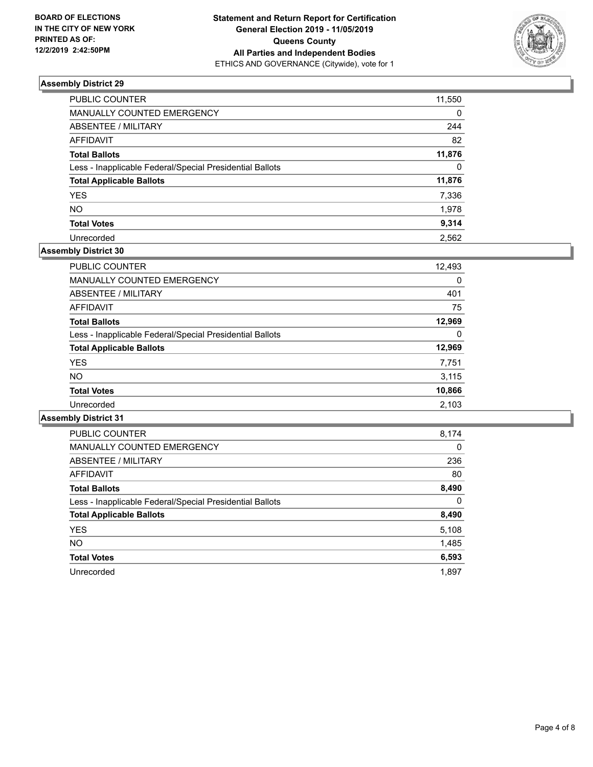**BOARD OF ELECTIONS IN THE CITY OF NEW YORK PRINTED AS OF: 12/2/2019 2:42:50PM**

**Statement and Return Report for Certification General Election 2019 - 11/05/2019 Queens County All Parties and Independent Bodies**
ETHICS AND GOVERNANCE (Citywide), vote for 1

## Assembly District 29

| | |
|---|---|
| PUBLIC COUNTER | 11,550 |
| MANUALLY COUNTED EMERGENCY | 0 |
| ABSENTEE / MILITARY | 244 |
| AFFIDAVIT | 82 |
| **Total Ballots** | **11,876** |
| Less - Inapplicable Federal/Special Presidential Ballots | 0 |
| **Total Applicable Ballots** | **11,876** |
| YES | 7,336 |
| NO | 1,978 |
| **Total Votes** | **9,314** |
| Unrecorded | 2,562 |

## Assembly District 30

| | |
|---|---|
| PUBLIC COUNTER | 12,493 |
| MANUALLY COUNTED EMERGENCY | 0 |
| ABSENTEE / MILITARY | 401 |
| AFFIDAVIT | 75 |
| **Total Ballots** | **12,969** |
| Less - Inapplicable Federal/Special Presidential Ballots | 0 |
| **Total Applicable Ballots** | **12,969** |
| YES | 7,751 |
| NO | 3,115 |
| **Total Votes** | **10,866** |
| Unrecorded | 2,103 |

## Assembly District 31

| | |
|---|---|
| PUBLIC COUNTER | 8,174 |
| MANUALLY COUNTED EMERGENCY | 0 |
| ABSENTEE / MILITARY | 236 |
| AFFIDAVIT | 80 |
| **Total Ballots** | **8,490** |
| Less - Inapplicable Federal/Special Presidential Ballots | 0 |
| **Total Applicable Ballots** | **8,490** |
| YES | 5,108 |
| NO | 1,485 |
| **Total Votes** | **6,593** |
| Unrecorded | 1,897 |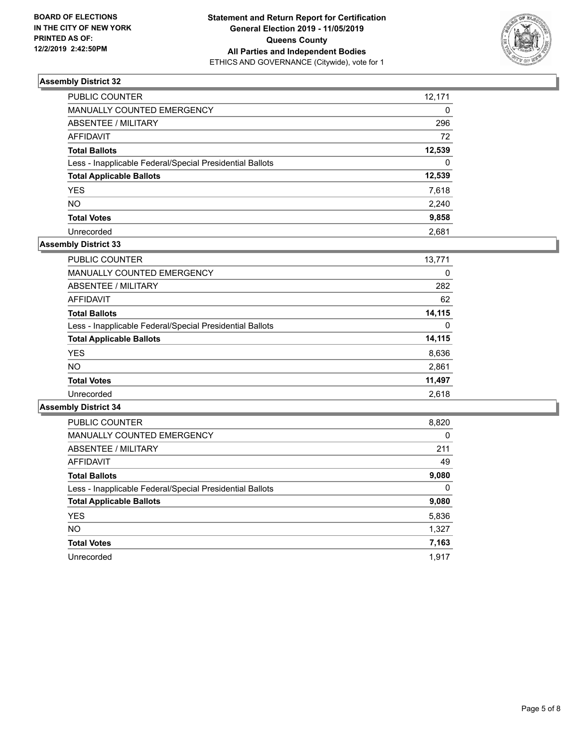**BOARD OF ELECTIONS IN THE CITY OF NEW YORK PRINTED AS OF: 12/2/2019 2:42:50PM**

**Statement and Return Report for Certification General Election 2019 - 11/05/2019 Queens County All Parties and Independent Bodies**
ETHICS AND GOVERNANCE (Citywide), vote for 1

### Assembly District 32

| | |
|---|---|
| PUBLIC COUNTER | 12,171 |
| MANUALLY COUNTED EMERGENCY | 0 |
| ABSENTEE / MILITARY | 296 |
| AFFIDAVIT | 72 |
| **Total Ballots** | **12,539** |
| Less - Inapplicable Federal/Special Presidential Ballots | 0 |
| **Total Applicable Ballots** | **12,539** |
| YES | 7,618 |
| NO | 2,240 |
| **Total Votes** | **9,858** |
| Unrecorded | 2,681 |

### Assembly District 33

| | |
|---|---|
| PUBLIC COUNTER | 13,771 |
| MANUALLY COUNTED EMERGENCY | 0 |
| ABSENTEE / MILITARY | 282 |
| AFFIDAVIT | 62 |
| **Total Ballots** | **14,115** |
| Less - Inapplicable Federal/Special Presidential Ballots | 0 |
| **Total Applicable Ballots** | **14,115** |
| YES | 8,636 |
| NO | 2,861 |
| **Total Votes** | **11,497** |
| Unrecorded | 2,618 |

### Assembly District 34

| | |
|---|---|
| PUBLIC COUNTER | 8,820 |
| MANUALLY COUNTED EMERGENCY | 0 |
| ABSENTEE / MILITARY | 211 |
| AFFIDAVIT | 49 |
| **Total Ballots** | **9,080** |
| Less - Inapplicable Federal/Special Presidential Ballots | 0 |
| **Total Applicable Ballots** | **9,080** |
| YES | 5,836 |
| NO | 1,327 |
| **Total Votes** | **7,163** |
| Unrecorded | 1,917 |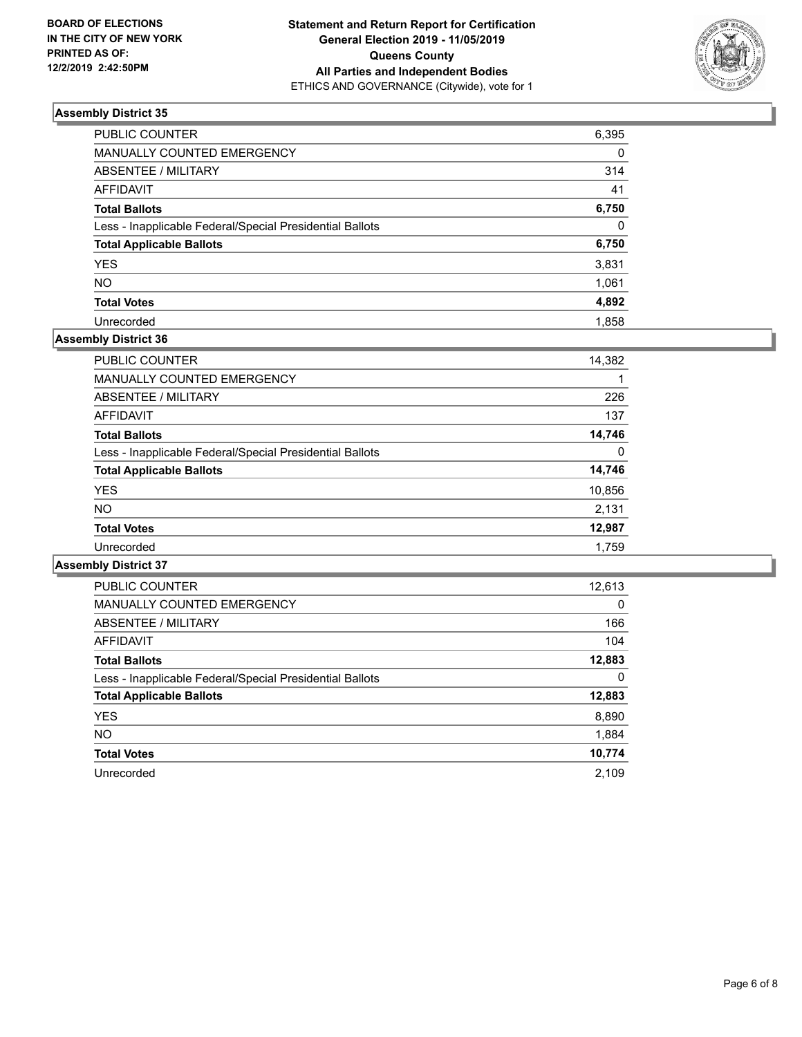**BOARD OF ELECTIONS IN THE CITY OF NEW YORK PRINTED AS OF: 12/2/2019 2:42:50PM**

**Statement and Return Report for Certification General Election 2019 - 11/05/2019 Queens County All Parties and Independent Bodies**
ETHICS AND GOVERNANCE (Citywide), vote for 1

### Assembly District 35

| | |
|---|---|
| PUBLIC COUNTER | 6,395 |
| MANUALLY COUNTED EMERGENCY | 0 |
| ABSENTEE / MILITARY | 314 |
| AFFIDAVIT | 41 |
| **Total Ballots** | **6,750** |
| Less - Inapplicable Federal/Special Presidential Ballots | 0 |
| **Total Applicable Ballots** | **6,750** |
| YES | 3,831 |
| NO | 1,061 |
| **Total Votes** | **4,892** |
| Unrecorded | 1,858 |

### Assembly District 36

| | |
|---|---|
| PUBLIC COUNTER | 14,382 |
| MANUALLY COUNTED EMERGENCY | 1 |
| ABSENTEE / MILITARY | 226 |
| AFFIDAVIT | 137 |
| **Total Ballots** | **14,746** |
| Less - Inapplicable Federal/Special Presidential Ballots | 0 |
| **Total Applicable Ballots** | **14,746** |
| YES | 10,856 |
| NO | 2,131 |
| **Total Votes** | **12,987** |
| Unrecorded | 1,759 |

### Assembly District 37

| | |
|---|---|
| PUBLIC COUNTER | 12,613 |
| MANUALLY COUNTED EMERGENCY | 0 |
| ABSENTEE / MILITARY | 166 |
| AFFIDAVIT | 104 |
| **Total Ballots** | **12,883** |
| Less - Inapplicable Federal/Special Presidential Ballots | 0 |
| **Total Applicable Ballots** | **12,883** |
| YES | 8,890 |
| NO | 1,884 |
| **Total Votes** | **10,774** |
| Unrecorded | 2,109 |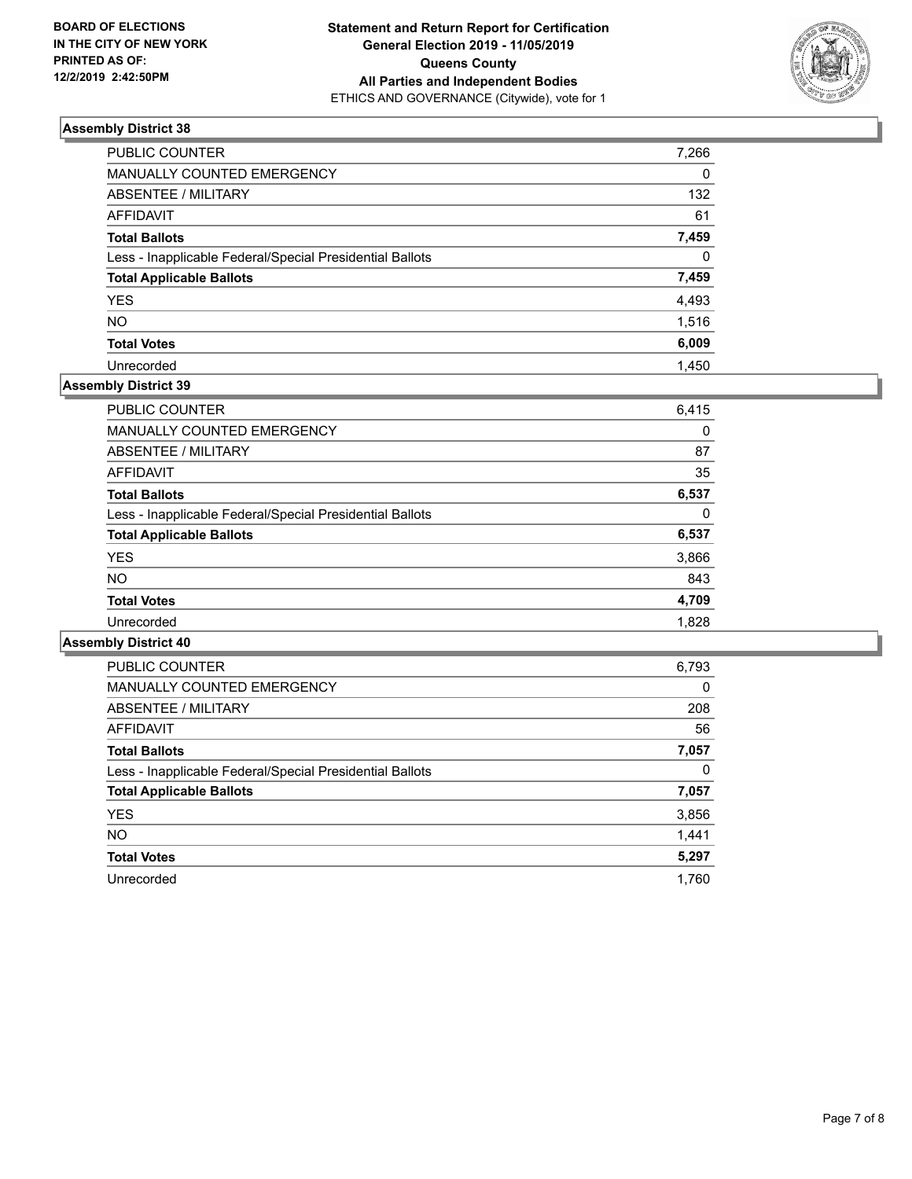BOARD OF ELECTIONS
IN THE CITY OF NEW YORK
PRINTED AS OF:
12/2/2019 2:42:50PM

**Statement and Return Report for Certification**
**General Election 2019 - 11/05/2019**
**Queens County**
**All Parties and Independent Bodies**
ETHICS AND GOVERNANCE (Citywide), vote for 1

### Assembly District 38

| | |
|---|---|
| PUBLIC COUNTER | 7,266 |
| MANUALLY COUNTED EMERGENCY | 0 |
| ABSENTEE / MILITARY | 132 |
| AFFIDAVIT | 61 |
| **Total Ballots** | **7,459** |
| Less - Inapplicable Federal/Special Presidential Ballots | 0 |
| **Total Applicable Ballots** | **7,459** |
| YES | 4,493 |
| NO | 1,516 |
| **Total Votes** | **6,009** |
| Unrecorded | 1,450 |

### Assembly District 39

| | |
|---|---|
| PUBLIC COUNTER | 6,415 |
| MANUALLY COUNTED EMERGENCY | 0 |
| ABSENTEE / MILITARY | 87 |
| AFFIDAVIT | 35 |
| **Total Ballots** | **6,537** |
| Less - Inapplicable Federal/Special Presidential Ballots | 0 |
| **Total Applicable Ballots** | **6,537** |
| YES | 3,866 |
| NO | 843 |
| **Total Votes** | **4,709** |
| Unrecorded | 1,828 |

### Assembly District 40

| | |
|---|---|
| PUBLIC COUNTER | 6,793 |
| MANUALLY COUNTED EMERGENCY | 0 |
| ABSENTEE / MILITARY | 208 |
| AFFIDAVIT | 56 |
| **Total Ballots** | **7,057** |
| Less - Inapplicable Federal/Special Presidential Ballots | 0 |
| **Total Applicable Ballots** | **7,057** |
| YES | 3,856 |
| NO | 1,441 |
| **Total Votes** | **5,297** |
| Unrecorded | 1,760 |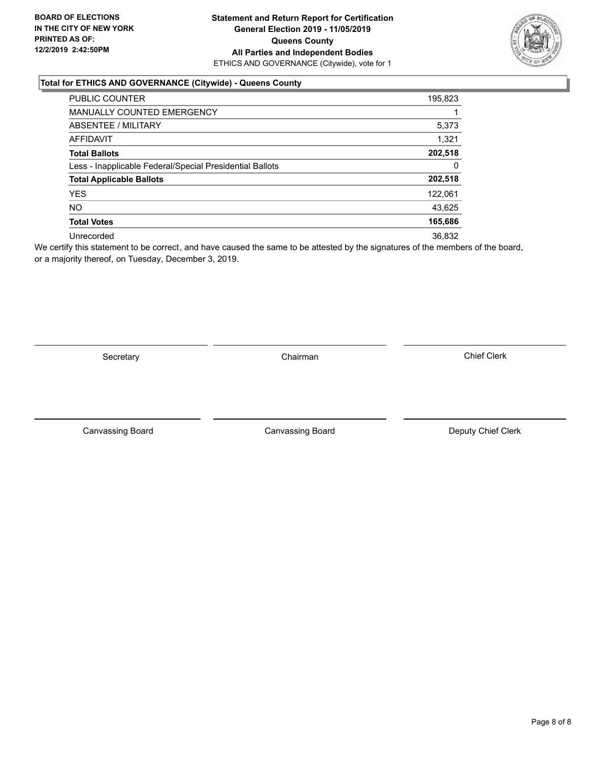**BOARD OF ELECTIONS IN THE CITY OF NEW YORK PRINTED AS OF: 12/2/2019 2:42:50PM**

**Statement and Return Report for Certification General Election 2019 - 11/05/2019 Queens County All Parties and Independent Bodies**
ETHICS AND GOVERNANCE (Citywide), vote for 1

### Total for ETHICS AND GOVERNANCE (Citywide) - Queens County

| | |
|---|---|
| PUBLIC COUNTER | 195,823 |
| MANUALLY COUNTED EMERGENCY | 1 |
| ABSENTEE / MILITARY | 5,373 |
| AFFIDAVIT | 1,321 |
| **Total Ballots** | **202,518** |
| Less - Inapplicable Federal/Special Presidential Ballots | 0 |
| **Total Applicable Ballots** | **202,518** |
| YES | 122,061 |
| NO | 43,625 |
| **Total Votes** | **165,686** |
| Unrecorded | 36,832 |

We certify this statement to be correct, and have caused the same to be attested by the signatures of the members of the board, or a majority thereof, on Tuesday, December 3, 2019.

Secretary

Chairman

Chief Clerk

Canvassing Board

Canvassing Board

Deputy Chief Clerk